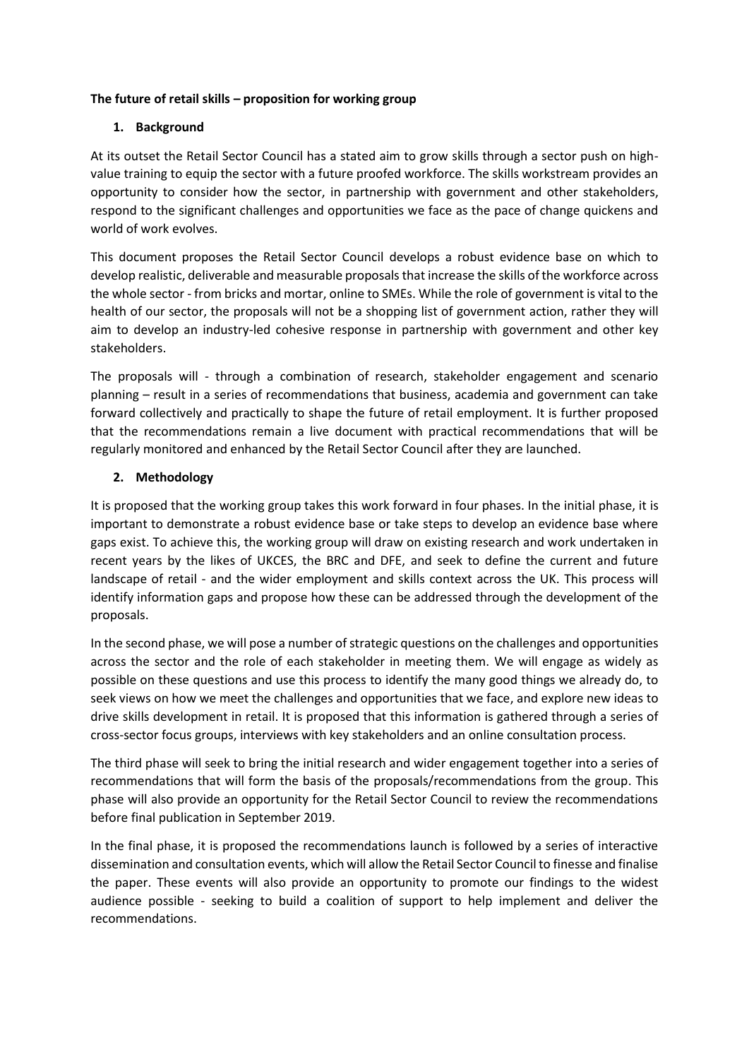**The future of retail skills – proposition for working group**

## 1. Background

At its outset the Retail Sector Council has a stated aim to grow skills through a sector push on high-value training to equip the sector with a future proofed workforce. The skills workstream provides an opportunity to consider how the sector, in partnership with government and other stakeholders, respond to the significant challenges and opportunities we face as the pace of change quickens and world of work evolves.

This document proposes the Retail Sector Council develops a robust evidence base on which to develop realistic, deliverable and measurable proposals that increase the skills of the workforce across the whole sector - from bricks and mortar, online to SMEs. While the role of government is vital to the health of our sector, the proposals will not be a shopping list of government action, rather they will aim to develop an industry-led cohesive response in partnership with government and other key stakeholders.

The proposals will - through a combination of research, stakeholder engagement and scenario planning – result in a series of recommendations that business, academia and government can take forward collectively and practically to shape the future of retail employment. It is further proposed that the recommendations remain a live document with practical recommendations that will be regularly monitored and enhanced by the Retail Sector Council after they are launched.

## 2. Methodology

It is proposed that the working group takes this work forward in four phases. In the initial phase, it is important to demonstrate a robust evidence base or take steps to develop an evidence base where gaps exist. To achieve this, the working group will draw on existing research and work undertaken in recent years by the likes of UKCES, the BRC and DFE, and seek to define the current and future landscape of retail - and the wider employment and skills context across the UK. This process will identify information gaps and propose how these can be addressed through the development of the proposals.

In the second phase, we will pose a number of strategic questions on the challenges and opportunities across the sector and the role of each stakeholder in meeting them. We will engage as widely as possible on these questions and use this process to identify the many good things we already do, to seek views on how we meet the challenges and opportunities that we face, and explore new ideas to drive skills development in retail. It is proposed that this information is gathered through a series of cross-sector focus groups, interviews with key stakeholders and an online consultation process.

The third phase will seek to bring the initial research and wider engagement together into a series of recommendations that will form the basis of the proposals/recommendations from the group. This phase will also provide an opportunity for the Retail Sector Council to review the recommendations before final publication in September 2019.

In the final phase, it is proposed the recommendations launch is followed by a series of interactive dissemination and consultation events, which will allow the Retail Sector Council to finesse and finalise the paper. These events will also provide an opportunity to promote our findings to the widest audience possible - seeking to build a coalition of support to help implement and deliver the recommendations.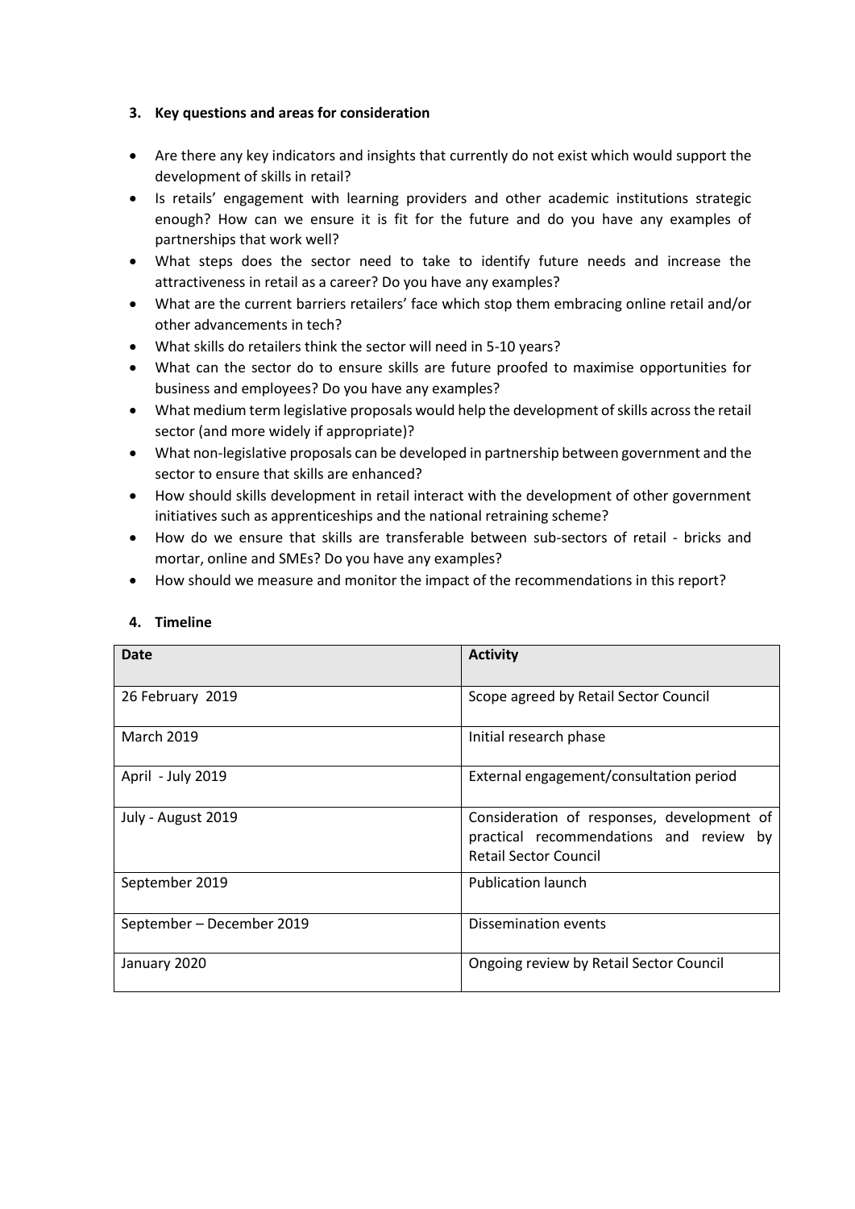### 3. Key questions and areas for consideration

- Are there any key indicators and insights that currently do not exist which would support the development of skills in retail?
- Is retails' engagement with learning providers and other academic institutions strategic enough? How can we ensure it is fit for the future and do you have any examples of partnerships that work well?
- What steps does the sector need to take to identify future needs and increase the attractiveness in retail as a career? Do you have any examples?
- What are the current barriers retailers' face which stop them embracing online retail and/or other advancements in tech?
- What skills do retailers think the sector will need in 5-10 years?
- What can the sector do to ensure skills are future proofed to maximise opportunities for business and employees? Do you have any examples?
- What medium term legislative proposals would help the development of skills across the retail sector (and more widely if appropriate)?
- What non-legislative proposals can be developed in partnership between government and the sector to ensure that skills are enhanced?
- How should skills development in retail interact with the development of other government initiatives such as apprenticeships and the national retraining scheme?
- How do we ensure that skills are transferable between sub-sectors of retail - bricks and mortar, online and SMEs? Do you have any examples?
- How should we measure and monitor the impact of the recommendations in this report?

### 4. Timeline

| Date | Activity |
|---|---|
| 26 February 2019 | Scope agreed by Retail Sector Council |
| March 2019 | Initial research phase |
| April - July 2019 | External engagement/consultation period |
| July - August 2019 | Consideration of responses, development of practical recommendations and review by Retail Sector Council |
| September 2019 | Publication launch |
| September – December 2019 | Dissemination events |
| January 2020 | Ongoing review by Retail Sector Council |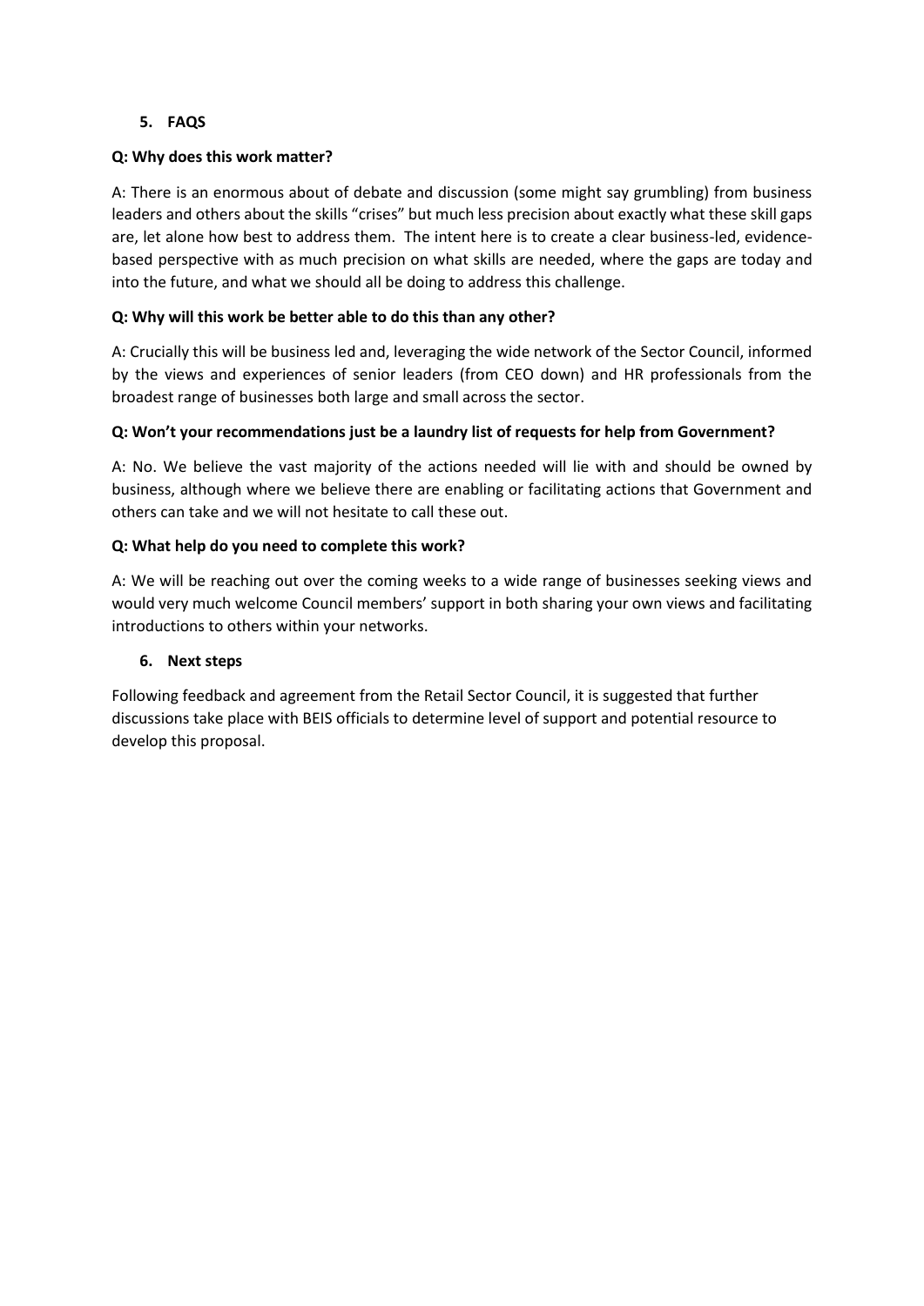## 5. FAQS

**Q: Why does this work matter?**

A: There is an enormous about of debate and discussion (some might say grumbling) from business leaders and others about the skills "crises" but much less precision about exactly what these skill gaps are, let alone how best to address them. The intent here is to create a clear business-led, evidence-based perspective with as much precision on what skills are needed, where the gaps are today and into the future, and what we should all be doing to address this challenge.

**Q: Why will this work be better able to do this than any other?**

A: Crucially this will be business led and, leveraging the wide network of the Sector Council, informed by the views and experiences of senior leaders (from CEO down) and HR professionals from the broadest range of businesses both large and small across the sector.

**Q: Won't your recommendations just be a laundry list of requests for help from Government?**

A: No. We believe the vast majority of the actions needed will lie with and should be owned by business, although where we believe there are enabling or facilitating actions that Government and others can take and we will not hesitate to call these out.

**Q: What help do you need to complete this work?**

A: We will be reaching out over the coming weeks to a wide range of businesses seeking views and would very much welcome Council members' support in both sharing your own views and facilitating introductions to others within your networks.

## 6. Next steps

Following feedback and agreement from the Retail Sector Council, it is suggested that further discussions take place with BEIS officials to determine level of support and potential resource to develop this proposal.